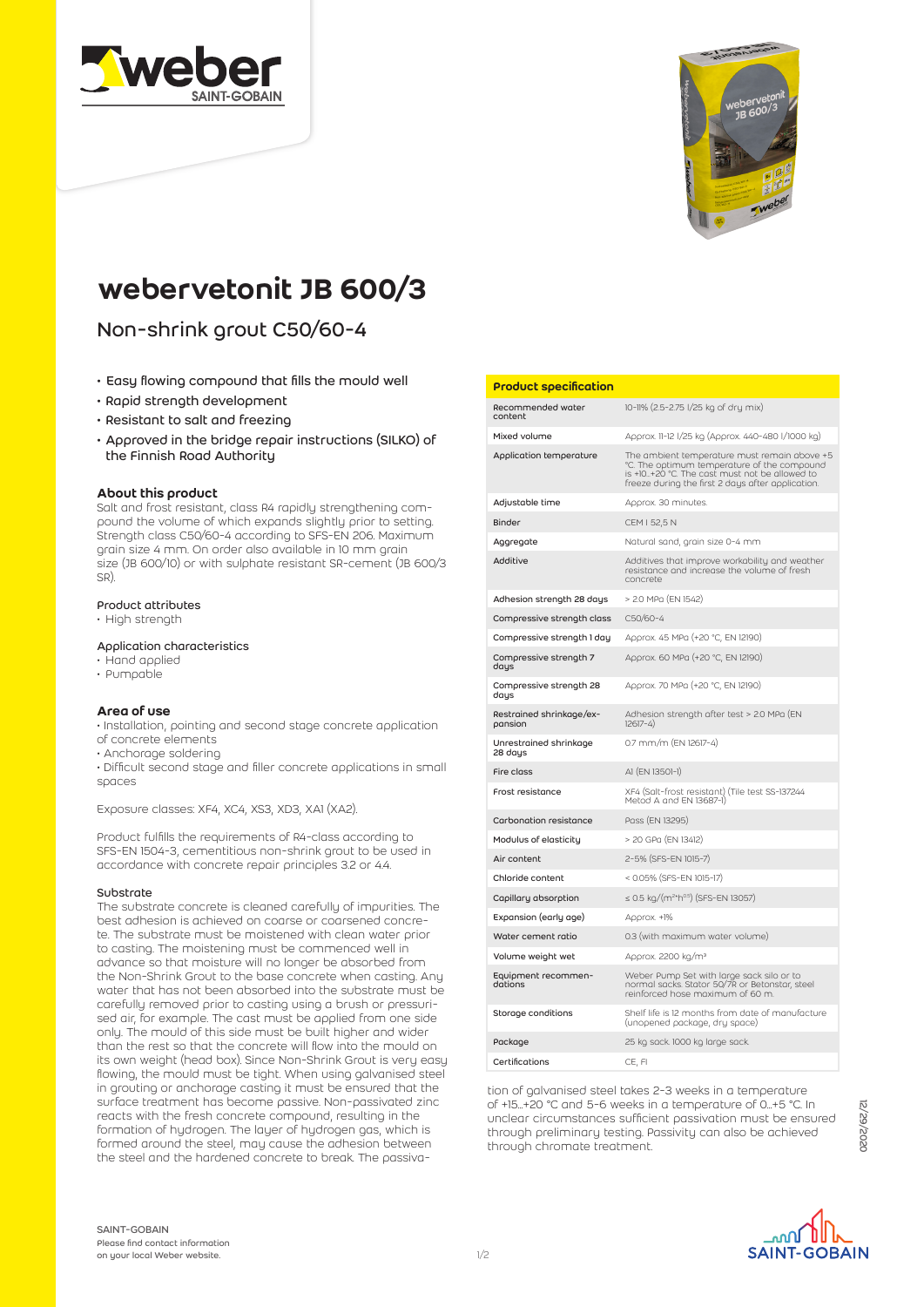# webervetonit JB 600/3

## Non-shrink grout C50/60-4

- Easy flowing compound that fills the mould well
- Rapid strength development
- Resistant to salt and freezing
- Approved in the bridge repair instructions (SILKO) of the Finnish Road Authority

### About this product

Salt and frost resistant, class R4 rapidly strengthening compound the volume of which expands slightly prior to setting. Strength class C50/60-4 according to SFS-EN 206. Maximum grain size 4 mm. On order also available in 10 mm grain size (JB 600/10) or with sulphate resistant SR-cement (JB 600/3 SR).

#### Product attributes

- High strength

#### Application characteristics

- Hand applied
- Pumpable

### Area of use

- Installation, pointing and second stage concrete application of concrete elements
- Anchorage soldering
- Difficult second stage and filler concrete applications in small spaces

Exposure classes: XF4, XC4, XS3, XD3, XA1 (XA2).

Product fulfills the requirements of R4-class according to SFS-EN 1504-3, cementitious non-shrink grout to be used in accordance with concrete repair principles 3.2 or 4.4.

#### Substrate

The substrate concrete is cleaned carefully of impurities. The best adhesion is achieved on coarse or coarsened concrete. The substrate must be moistened with clean water prior to casting. The moistening must be commenced well in advance so that moisture will no longer be absorbed from the Non-Shrink Grout to the base concrete when casting. Any water that has not been absorbed into the substrate must be carefully removed prior to casting using a brush or pressurised air, for example. The cast must be applied from one side only. The mould of this side must be built higher and wider than the rest so that the concrete will flow into the mould on its own weight (head box). Since Non-Shrink Grout is very easy flowing, the mould must be tight. When using galvanised steel in grouting or anchorage casting it must be ensured that the surface treatment has become passive. Non-passivated zinc reacts with the fresh concrete compound, resulting in the formation of hydrogen. The layer of hydrogen gas, which is formed around the steel, may cause the adhesion between the steel and the hardened concrete to break. The passivation of galvanised steel takes 2-3 weeks in a temperature of +15...+20 °C and 5-6 weeks in a temperature of 0...+5 °C. In unclear circumstances sufficient passivation must be ensured through preliminary testing. Passivity can also be achieved through chromate treatment.

| Product specification | |
|---|---|
| Recommended water content | 10-11% (2.5-2.75 l/25 kg of dry mix) |
| Mixed volume | Approx. 11-12 l/25 kg (Approx. 440-480 l/1000 kg) |
| Application temperature | The ambient temperature must remain above +5 °C. The optimum temperature of the compound is +10...+20 °C. The cast must not be allowed to freeze during the first 2 days after application. |
| Adjustable time | Approx. 30 minutes. |
| Binder | CEM I 52,5 N |
| Aggregate | Natural sand, grain size 0-4 mm |
| Additive | Additives that improve workability and weather resistance and increase the volume of fresh concrete |
| Adhesion strength 28 days | > 2.0 MPa (EN 1542) |
| Compressive strength class | C50/60-4 |
| Compressive strength 1 day | Approx. 45 MPa (+20 °C, EN 12190) |
| Compressive strength 7 days | Approx. 60 MPa (+20 °C, EN 12190) |
| Compressive strength 28 days | Approx. 70 MPa (+20 °C, EN 12190) |
| Restrained shrinkage/expansion | Adhesion strength after test > 2.0 MPa (EN 12617-4) |
| Unrestrained shrinkage 28 days | 0.7 mm/m (EN 12617-4) |
| Fire class | A1 (EN 13501-1) |
| Frost resistance | XF4 (Salt-frost resistant) (Tile test SS-137244 Metod A and EN 13687-1) |
| Carbonation resistance | Pass (EN 13295) |
| Modulus of elasticity | > 20 GPa (EN 13412) |
| Air content | 2-5% (SFS-EN 1015-7) |
| Chloride content | < 0.05% (SFS-EN 1015-17) |
| Capillary absorption | ≤ 0.5 kg/($m^2h^{0.5}$) (SFS-EN 13057) |
| Expansion (early age) | Approx. +1% |
| Water cement ratio | 0.3 (with maximum water volume) |
| Volume weight wet | Approx. 2200 kg/$m^3$ |
| Equipment recommendations | Weber Pump Set with large sack silo or to normal sacks. Stator 50/7R or Betonstar, steel reinforced hose maximum of 60 m. |
| Storage conditions | Shelf life is 12 months from date of manufacture (unopened package, dry space) |
| Package | 25 kg sack. 1000 kg large sack. |
| Certifications | CE, FI |

12/29/2020

SAINT-GOBAIN
Please find contact information on your local Weber website.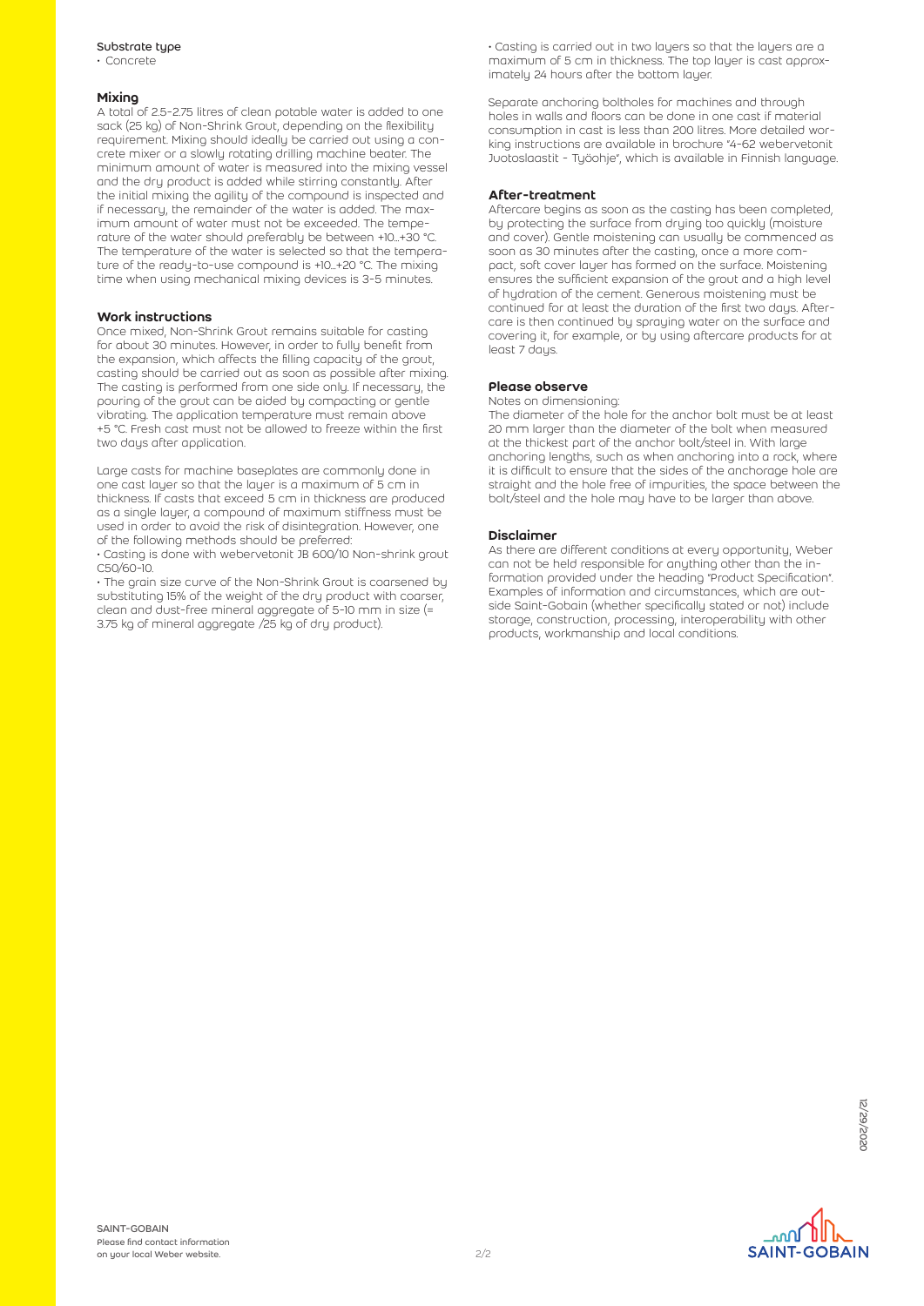Substrate type

- Concrete

## Mixing

A total of 2.5-2.75 litres of clean potable water is added to one sack (25 kg) of Non-Shrink Grout, depending on the flexibility requirement. Mixing should ideally be carried out using a concrete mixer or a slowly rotating drilling machine beater. The minimum amount of water is measured into the mixing vessel and the dry product is added while stirring constantly. After the initial mixing the agility of the compound is inspected and if necessary, the remainder of the water is added. The maximum amount of water must not be exceeded. The temperature of the water should preferably be between +10...+30 °C. The temperature of the water is selected so that the temperature of the ready-to-use compound is +10...+20 °C. The mixing time when using mechanical mixing devices is 3-5 minutes.

## Work instructions

Once mixed, Non-Shrink Grout remains suitable for casting for about 30 minutes. However, in order to fully benefit from the expansion, which affects the filling capacity of the grout, casting should be carried out as soon as possible after mixing. The casting is performed from one side only. If necessary, the pouring of the grout can be aided by compacting or gentle vibrating. The application temperature must remain above +5 °C. Fresh cast must not be allowed to freeze within the first two days after application.

Large casts for machine baseplates are commonly done in one cast layer so that the layer is a maximum of 5 cm in thickness. If casts that exceed 5 cm in thickness are produced as a single layer, a compound of maximum stiffness must be used in order to avoid the risk of disintegration. However, one of the following methods should be preferred:

- Casting is done with webervetonit JB 600/10 Non-shrink grout C50/60-10.
- The grain size curve of the Non-Shrink Grout is coarsened by substituting 15% of the weight of the dry product with coarser, clean and dust-free mineral aggregate of 5-10 mm in size (= 3.75 kg of mineral aggregate /25 kg of dry product).
- Casting is carried out in two layers so that the layers are a maximum of 5 cm in thickness. The top layer is cast approximately 24 hours after the bottom layer.

Separate anchoring boltholes for machines and through holes in walls and floors can be done in one cast if material consumption in cast is less than 200 litres. More detailed working instructions are available in brochure "4-62 webervetonit Juotoslaastit - Työohje", which is available in Finnish language.

## After-treatment

Aftercare begins as soon as the casting has been completed, by protecting the surface from drying too quickly (moisture and cover). Gentle moistening can usually be commenced as soon as 30 minutes after the casting, once a more compact, soft cover layer has formed on the surface. Moistening ensures the sufficient expansion of the grout and a high level of hydration of the cement. Generous moistening must be continued for at least the duration of the first two days. Aftercare is then continued by spraying water on the surface and covering it, for example, or by using aftercare products for at least 7 days.

## Please observe

Notes on dimensioning:

The diameter of the hole for the anchor bolt must be at least 20 mm larger than the diameter of the bolt when measured at the thickest part of the anchor bolt/steel in. With large anchoring lengths, such as when anchoring into a rock, where it is difficult to ensure that the sides of the anchorage hole are straight and the hole free of impurities, the space between the bolt/steel and the hole may have to be larger than above.

## Disclaimer

As there are different conditions at every opportunity, Weber can not be held responsible for anything other than the information provided under the heading "Product Specification". Examples of information and circumstances, which are outside Saint-Gobain (whether specifically stated or not) include storage, construction, processing, interoperability with other products, workmanship and local conditions.

12/29/2020

SAINT-GOBAIN
Please find contact information on your local Weber website.